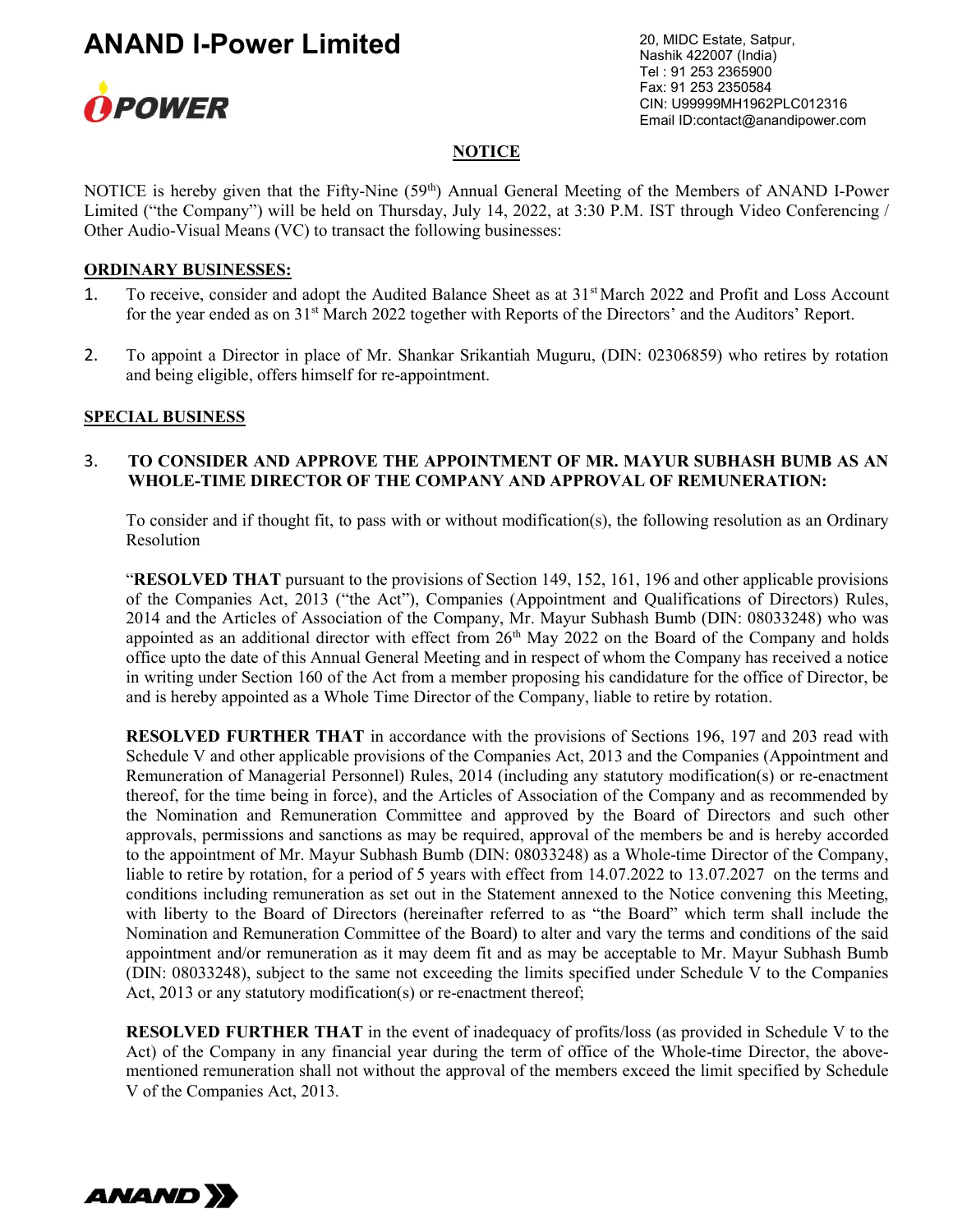# ANAND I-Power Limited

20, MIDC Estate, Satpur,
Nashik 422007 (India)
Tel : 91 253 2365900
Fax: 91 253 2350584
CIN: U99999MH1962PLC012316
Email ID:contact@anandipower.com

## NOTICE

NOTICE is hereby given that the Fifty-Nine (59th) Annual General Meeting of the Members of ANAND I-Power Limited ("the Company") will be held on Thursday, July 14, 2022, at 3:30 P.M. IST through Video Conferencing / Other Audio-Visual Means (VC) to transact the following businesses:

### ORDINARY BUSINESSES:

1. To receive, consider and adopt the Audited Balance Sheet as at 31st March 2022 and Profit and Loss Account for the year ended as on 31st March 2022 together with Reports of the Directors' and the Auditors' Report.

2. To appoint a Director in place of Mr. Shankar Srikantiah Muguru, (DIN: 02306859) who retires by rotation and being eligible, offers himself for re-appointment.

### SPECIAL BUSINESS

3. **TO CONSIDER AND APPROVE THE APPOINTMENT OF MR. MAYUR SUBHASH BUMB AS AN WHOLE-TIME DIRECTOR OF THE COMPANY AND APPROVAL OF REMUNERATION:**

   To consider and if thought fit, to pass with or without modification(s), the following resolution as an Ordinary Resolution

   "**RESOLVED THAT** pursuant to the provisions of Section 149, 152, 161, 196 and other applicable provisions of the Companies Act, 2013 ("the Act"), Companies (Appointment and Qualifications of Directors) Rules, 2014 and the Articles of Association of the Company, Mr. Mayur Subhash Bumb (DIN: 08033248) who was appointed as an additional director with effect from 26th May 2022 on the Board of the Company and holds office upto the date of this Annual General Meeting and in respect of whom the Company has received a notice in writing under Section 160 of the Act from a member proposing his candidature for the office of Director, be and is hereby appointed as a Whole Time Director of the Company, liable to retire by rotation.

   **RESOLVED FURTHER THAT** in accordance with the provisions of Sections 196, 197 and 203 read with Schedule V and other applicable provisions of the Companies Act, 2013 and the Companies (Appointment and Remuneration of Managerial Personnel) Rules, 2014 (including any statutory modification(s) or re-enactment thereof, for the time being in force), and the Articles of Association of the Company and as recommended by the Nomination and Remuneration Committee and approved by the Board of Directors and such other approvals, permissions and sanctions as may be required, approval of the members be and is hereby accorded to the appointment of Mr. Mayur Subhash Bumb (DIN: 08033248) as a Whole-time Director of the Company, liable to retire by rotation, for a period of 5 years with effect from 14.07.2022 to 13.07.2027 on the terms and conditions including remuneration as set out in the Statement annexed to the Notice convening this Meeting, with liberty to the Board of Directors (hereinafter referred to as "the Board" which term shall include the Nomination and Remuneration Committee of the Board) to alter and vary the terms and conditions of the said appointment and/or remuneration as it may deem fit and as may be acceptable to Mr. Mayur Subhash Bumb (DIN: 08033248), subject to the same not exceeding the limits specified under Schedule V to the Companies Act, 2013 or any statutory modification(s) or re-enactment thereof;

   **RESOLVED FURTHER THAT** in the event of inadequacy of profits/loss (as provided in Schedule V to the Act) of the Company in any financial year during the term of office of the Whole-time Director, the above-mentioned remuneration shall not without the approval of the members exceed the limit specified by Schedule V of the Companies Act, 2013.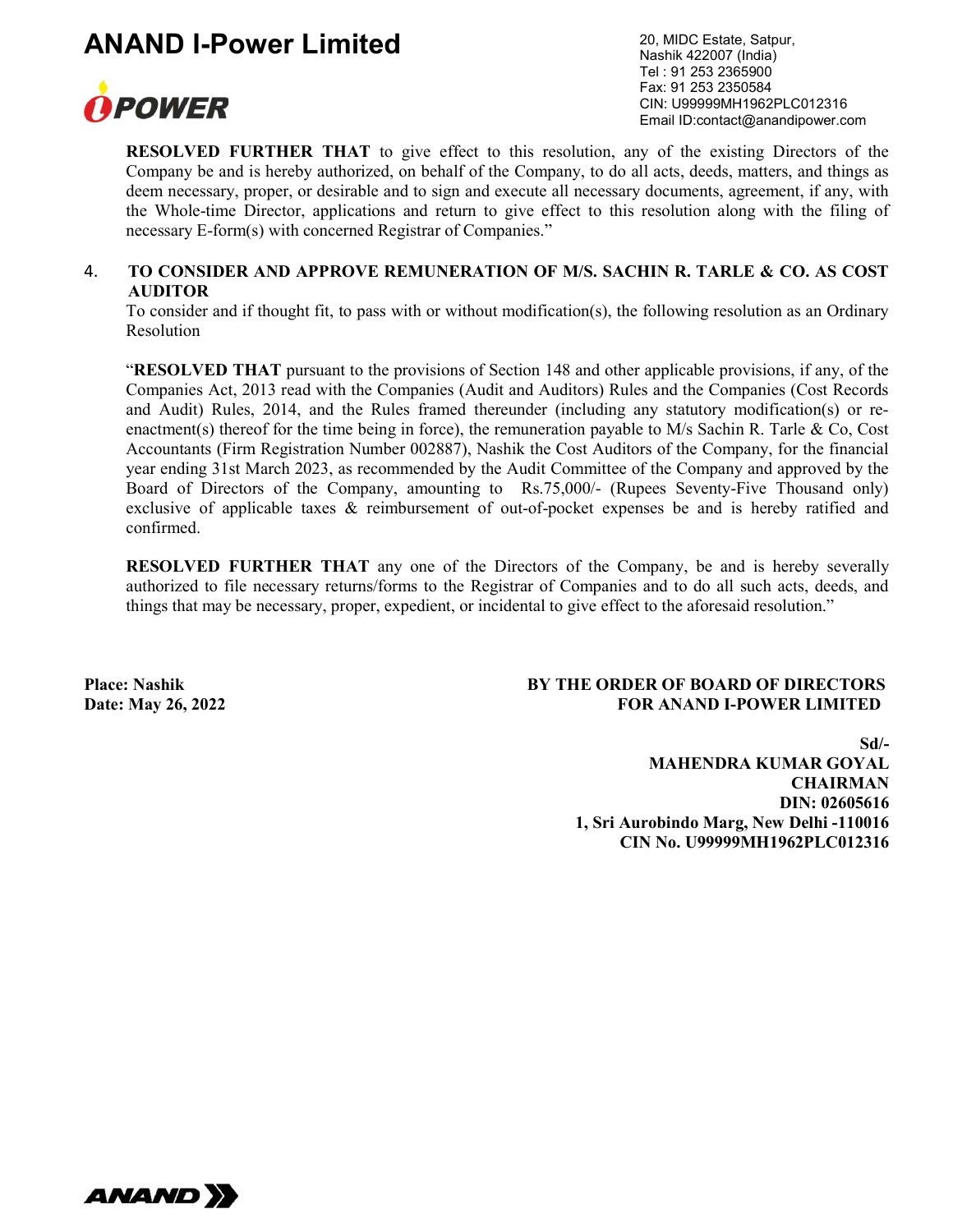**RESOLVED FURTHER THAT** to give effect to this resolution, any of the existing Directors of the Company be and is hereby authorized, on behalf of the Company, to do all acts, deeds, matters, and things as deem necessary, proper, or desirable and to sign and execute all necessary documents, agreement, if any, with the Whole-time Director, applications and return to give effect to this resolution along with the filing of necessary E-form(s) with concerned Registrar of Companies."

4. **TO CONSIDER AND APPROVE REMUNERATION OF M/S. SACHIN R. TARLE & CO. AS COST AUDITOR**

To consider and if thought fit, to pass with or without modification(s), the following resolution as an Ordinary Resolution

"**RESOLVED THAT** pursuant to the provisions of Section 148 and other applicable provisions, if any, of the Companies Act, 2013 read with the Companies (Audit and Auditors) Rules and the Companies (Cost Records and Audit) Rules, 2014, and the Rules framed thereunder (including any statutory modification(s) or re-enactment(s) thereof for the time being in force), the remuneration payable to M/s Sachin R. Tarle & Co, Cost Accountants (Firm Registration Number 002887), Nashik the Cost Auditors of the Company, for the financial year ending 31st March 2023, as recommended by the Audit Committee of the Company and approved by the Board of Directors of the Company, amounting to Rs.75,000/- (Rupees Seventy-Five Thousand only) exclusive of applicable taxes & reimbursement of out-of-pocket expenses be and is hereby ratified and confirmed.

**RESOLVED FURTHER THAT** any one of the Directors of the Company, be and is hereby severally authorized to file necessary returns/forms to the Registrar of Companies and to do all such acts, deeds, and things that may be necessary, proper, expedient, or incidental to give effect to the aforesaid resolution."

**Place: Nashik**
**Date: May 26, 2022**

**BY THE ORDER OF BOARD OF DIRECTORS**
**FOR ANAND I-POWER LIMITED**

**Sd/-**
**MAHENDRA KUMAR GOYAL**
**CHAIRMAN**
**DIN: 02605616**
**1, Sri Aurobindo Marg, New Delhi -110016**
**CIN No. U99999MH1962PLC012316**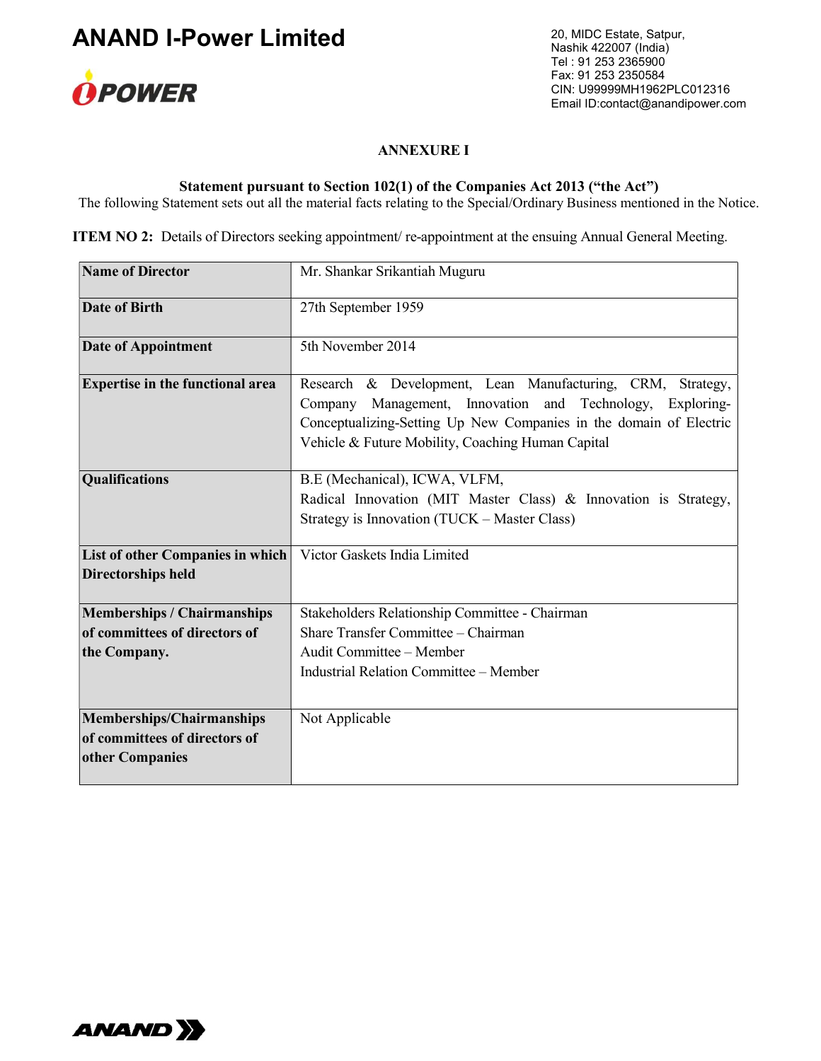# ANAND I-Power Limited

20, MIDC Estate, Satpur,
Nashik 422007 (India)
Tel : 91 253 2365900
Fax: 91 253 2350584
CIN: U99999MH1962PLC012316
Email ID:contact@anandipower.com

## ANNEXURE I

### Statement pursuant to Section 102(1) of the Companies Act 2013 ("the Act")

The following Statement sets out all the material facts relating to the Special/Ordinary Business mentioned in the Notice.

**ITEM NO 2:** Details of Directors seeking appointment/ re-appointment at the ensuing Annual General Meeting.

| **Name of Director** | Mr. Shankar Srikantiah Muguru |
|---|---|
| **Date of Birth** | 27th September 1959 |
| **Date of Appointment** | 5th November 2014 |
| **Expertise in the functional area** | Research & Development, Lean Manufacturing, CRM, Strategy, Company Management, Innovation and Technology, Exploring-Conceptualizing-Setting Up New Companies in the domain of Electric Vehicle & Future Mobility, Coaching Human Capital |
| **Qualifications** | B.E (Mechanical), ICWA, VLFM,<br>Radical Innovation (MIT Master Class) & Innovation is Strategy, Strategy is Innovation (TUCK – Master Class) |
| **List of other Companies in which Directorships held** | Victor Gaskets India Limited |
| **Memberships / Chairmanships of committees of directors of the Company.** | Stakeholders Relationship Committee - Chairman<br>Share Transfer Committee – Chairman<br>Audit Committee – Member<br>Industrial Relation Committee – Member |
| **Memberships/Chairmanships of committees of directors of other Companies** | Not Applicable |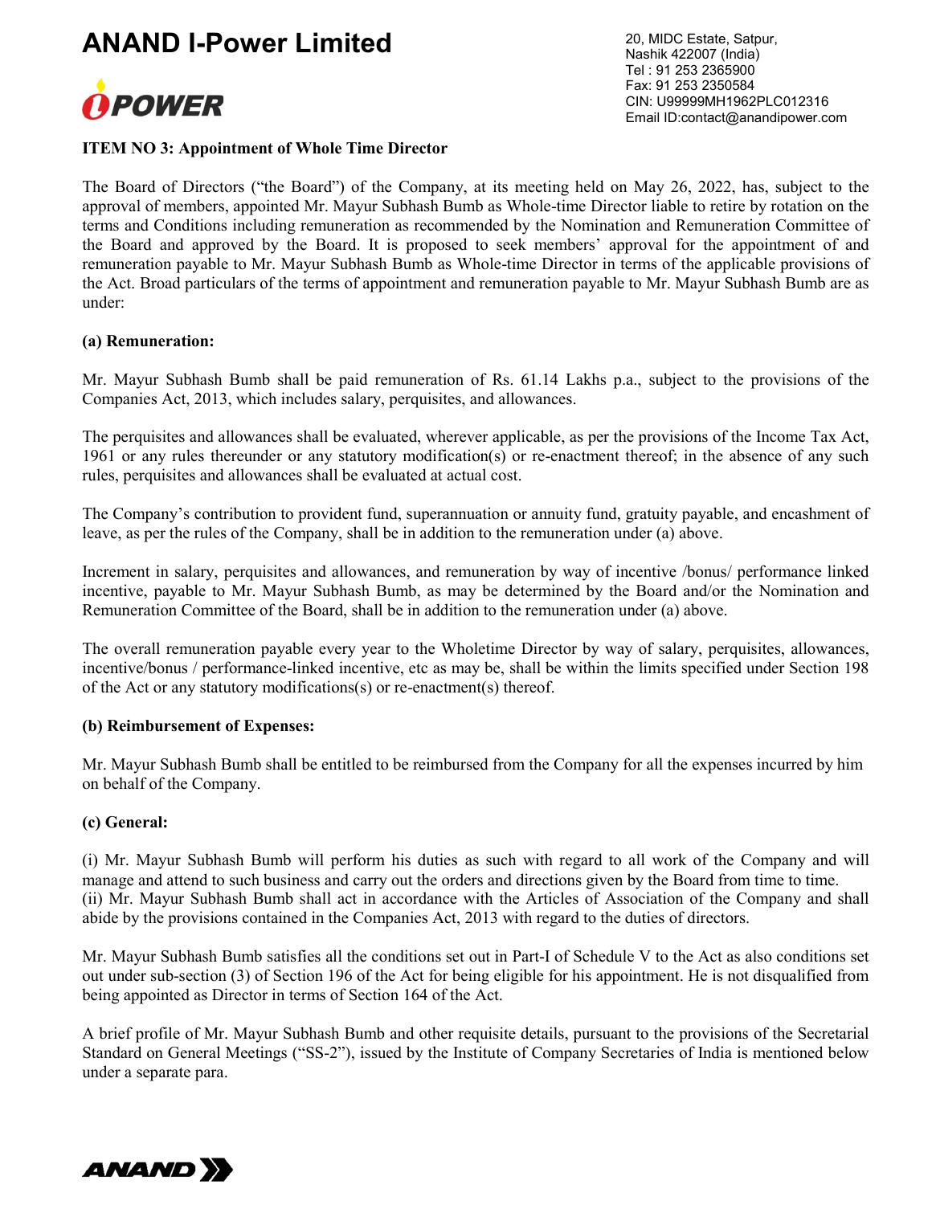# ANAND I-Power Limited

20, MIDC Estate, Satpur,
Nashik 422007 (India)
Tel : 91 253 2365900
Fax: 91 253 2350584
CIN: U99999MH1962PLC012316
Email ID:contact@anandipower.com

**ITEM NO 3: Appointment of Whole Time Director**

The Board of Directors ("the Board") of the Company, at its meeting held on May 26, 2022, has, subject to the approval of members, appointed Mr. Mayur Subhash Bumb as Whole-time Director liable to retire by rotation on the terms and Conditions including remuneration as recommended by the Nomination and Remuneration Committee of the Board and approved by the Board. It is proposed to seek members' approval for the appointment of and remuneration payable to Mr. Mayur Subhash Bumb as Whole-time Director in terms of the applicable provisions of the Act. Broad particulars of the terms of appointment and remuneration payable to Mr. Mayur Subhash Bumb are as under:

**(a) Remuneration:**

Mr. Mayur Subhash Bumb shall be paid remuneration of Rs. 61.14 Lakhs p.a., subject to the provisions of the Companies Act, 2013, which includes salary, perquisites, and allowances.

The perquisites and allowances shall be evaluated, wherever applicable, as per the provisions of the Income Tax Act, 1961 or any rules thereunder or any statutory modification(s) or re-enactment thereof; in the absence of any such rules, perquisites and allowances shall be evaluated at actual cost.

The Company's contribution to provident fund, superannuation or annuity fund, gratuity payable, and encashment of leave, as per the rules of the Company, shall be in addition to the remuneration under (a) above.

Increment in salary, perquisites and allowances, and remuneration by way of incentive /bonus/ performance linked incentive, payable to Mr. Mayur Subhash Bumb, as may be determined by the Board and/or the Nomination and Remuneration Committee of the Board, shall be in addition to the remuneration under (a) above.

The overall remuneration payable every year to the Wholetime Director by way of salary, perquisites, allowances, incentive/bonus / performance-linked incentive, etc as may be, shall be within the limits specified under Section 198 of the Act or any statutory modifications(s) or re-enactment(s) thereof.

**(b) Reimbursement of Expenses:**

Mr. Mayur Subhash Bumb shall be entitled to be reimbursed from the Company for all the expenses incurred by him on behalf of the Company.

**(c) General:**

(i) Mr. Mayur Subhash Bumb will perform his duties as such with regard to all work of the Company and will manage and attend to such business and carry out the orders and directions given by the Board from time to time.
(ii) Mr. Mayur Subhash Bumb shall act in accordance with the Articles of Association of the Company and shall abide by the provisions contained in the Companies Act, 2013 with regard to the duties of directors.

Mr. Mayur Subhash Bumb satisfies all the conditions set out in Part-I of Schedule V to the Act as also conditions set out under sub-section (3) of Section 196 of the Act for being eligible for his appointment. He is not disqualified from being appointed as Director in terms of Section 164 of the Act.

A brief profile of Mr. Mayur Subhash Bumb and other requisite details, pursuant to the provisions of the Secretarial Standard on General Meetings ("SS-2"), issued by the Institute of Company Secretaries of India is mentioned below under a separate para.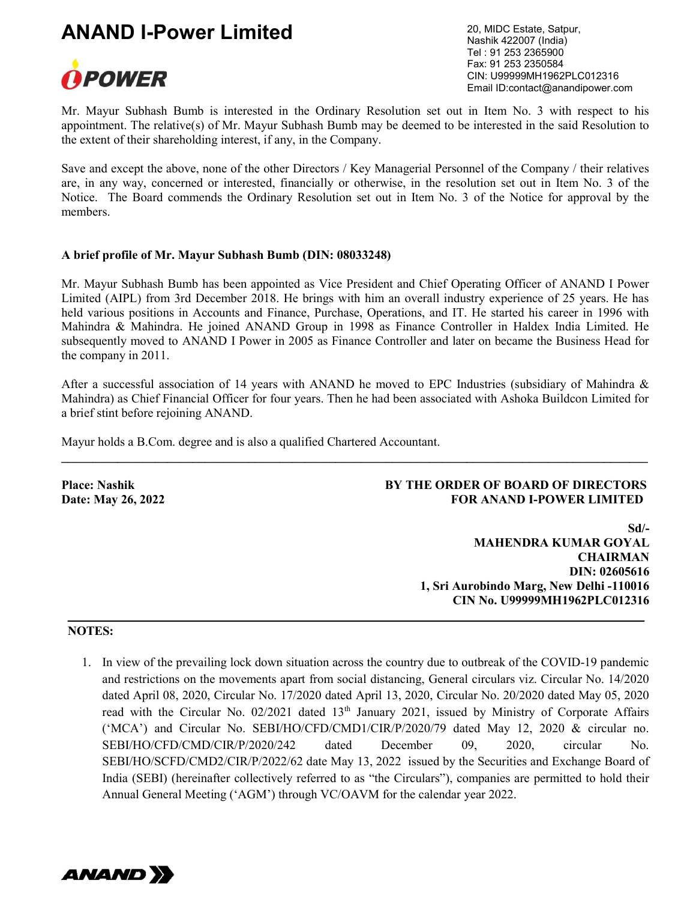Mr. Mayur Subhash Bumb is interested in the Ordinary Resolution set out in Item No. 3 with respect to his appointment. The relative(s) of Mr. Mayur Subhash Bumb may be deemed to be interested in the said Resolution to the extent of their shareholding interest, if any, in the Company.

Save and except the above, none of the other Directors / Key Managerial Personnel of the Company / their relatives are, in any way, concerned or interested, financially or otherwise, in the resolution set out in Item No. 3 of the Notice. The Board commends the Ordinary Resolution set out in Item No. 3 of the Notice for approval by the members.

**A brief profile of Mr. Mayur Subhash Bumb (DIN: 08033248)**

Mr. Mayur Subhash Bumb has been appointed as Vice President and Chief Operating Officer of ANAND I Power Limited (AIPL) from 3rd December 2018. He brings with him an overall industry experience of 25 years. He has held various positions in Accounts and Finance, Purchase, Operations, and IT. He started his career in 1996 with Mahindra & Mahindra. He joined ANAND Group in 1998 as Finance Controller in Haldex India Limited. He subsequently moved to ANAND I Power in 2005 as Finance Controller and later on became the Business Head for the company in 2011.

After a successful association of 14 years with ANAND he moved to EPC Industries (subsidiary of Mahindra & Mahindra) as Chief Financial Officer for four years. Then he had been associated with Ashoka Buildcon Limited for a brief stint before rejoining ANAND.

Mayur holds a B.Com. degree and is also a qualified Chartered Accountant.

---

**Place: Nashik**
**Date: May 26, 2022**

**BY THE ORDER OF BOARD OF DIRECTORS**
**FOR ANAND I-POWER LIMITED**

**Sd/-**
**MAHENDRA KUMAR GOYAL**
**CHAIRMAN**
**DIN: 02605616**
**1, Sri Aurobindo Marg, New Delhi -110016**
**CIN No. U99999MH1962PLC012316**

---

**NOTES:**

1. In view of the prevailing lock down situation across the country due to outbreak of the COVID-19 pandemic and restrictions on the movements apart from social distancing, General circulars viz. Circular No. 14/2020 dated April 08, 2020, Circular No. 17/2020 dated April 13, 2020, Circular No. 20/2020 dated May 05, 2020 read with the Circular No. 02/2021 dated 13th January 2021, issued by Ministry of Corporate Affairs ('MCA') and Circular No. SEBI/HO/CFD/CMD1/CIR/P/2020/79 dated May 12, 2020 & circular no. SEBI/HO/CFD/CMD/CIR/P/2020/242 dated December 09, 2020, circular No. SEBI/HO/SCFD/CMD2/CIR/P/2022/62 date May 13, 2022 issued by the Securities and Exchange Board of India (SEBI) (hereinafter collectively referred to as "the Circulars"), companies are permitted to hold their Annual General Meeting ('AGM') through VC/OAVM for the calendar year 2022.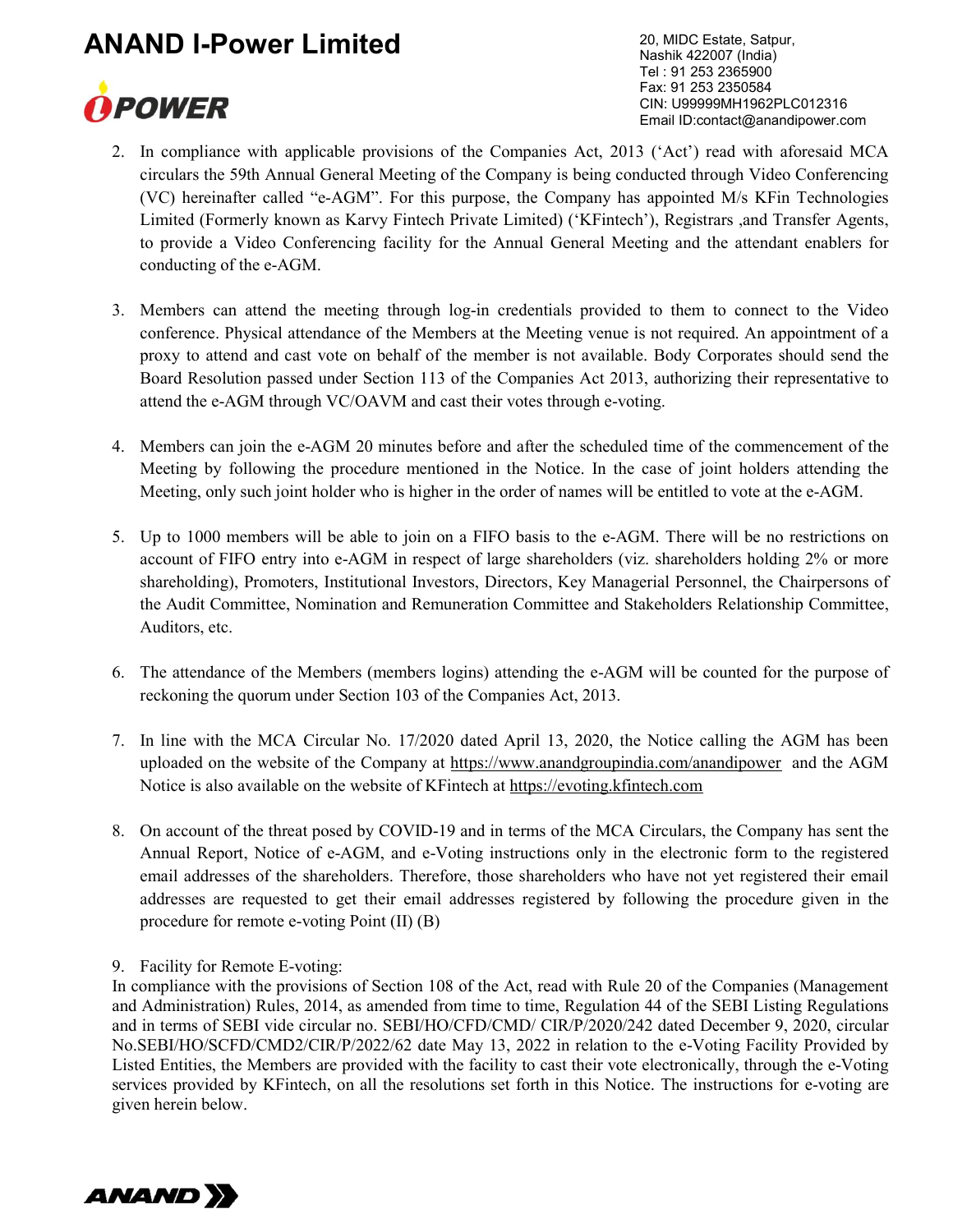2. In compliance with applicable provisions of the Companies Act, 2013 ('Act') read with aforesaid MCA circulars the 59th Annual General Meeting of the Company is being conducted through Video Conferencing (VC) hereinafter called "e-AGM". For this purpose, the Company has appointed M/s KFin Technologies Limited (Formerly known as Karvy Fintech Private Limited) ('KFintech'), Registrars ,and Transfer Agents, to provide a Video Conferencing facility for the Annual General Meeting and the attendant enablers for conducting of the e-AGM.

3. Members can attend the meeting through log-in credentials provided to them to connect to the Video conference. Physical attendance of the Members at the Meeting venue is not required. An appointment of a proxy to attend and cast vote on behalf of the member is not available. Body Corporates should send the Board Resolution passed under Section 113 of the Companies Act 2013, authorizing their representative to attend the e-AGM through VC/OAVM and cast their votes through e-voting.

4. Members can join the e-AGM 20 minutes before and after the scheduled time of the commencement of the Meeting by following the procedure mentioned in the Notice. In the case of joint holders attending the Meeting, only such joint holder who is higher in the order of names will be entitled to vote at the e-AGM.

5. Up to 1000 members will be able to join on a FIFO basis to the e-AGM. There will be no restrictions on account of FIFO entry into e-AGM in respect of large shareholders (viz. shareholders holding 2% or more shareholding), Promoters, Institutional Investors, Directors, Key Managerial Personnel, the Chairpersons of the Audit Committee, Nomination and Remuneration Committee and Stakeholders Relationship Committee, Auditors, etc.

6. The attendance of the Members (members logins) attending the e-AGM will be counted for the purpose of reckoning the quorum under Section 103 of the Companies Act, 2013.

7. In line with the MCA Circular No. 17/2020 dated April 13, 2020, the Notice calling the AGM has been uploaded on the website of the Company at https://www.anandgroupindia.com/anandipower and the AGM Notice is also available on the website of KFintech at https://evoting.kfintech.com

8. On account of the threat posed by COVID-19 and in terms of the MCA Circulars, the Company has sent the Annual Report, Notice of e-AGM, and e-Voting instructions only in the electronic form to the registered email addresses of the shareholders. Therefore, those shareholders who have not yet registered their email addresses are requested to get their email addresses registered by following the procedure given in the procedure for remote e-voting Point (II) (B)

9. Facility for Remote E-voting:

In compliance with the provisions of Section 108 of the Act, read with Rule 20 of the Companies (Management and Administration) Rules, 2014, as amended from time to time, Regulation 44 of the SEBI Listing Regulations and in terms of SEBI vide circular no. SEBI/HO/CFD/CMD/ CIR/P/2020/242 dated December 9, 2020, circular No.SEBI/HO/SCFD/CMD2/CIR/P/2022/62 date May 13, 2022 in relation to the e-Voting Facility Provided by Listed Entities, the Members are provided with the facility to cast their vote electronically, through the e-Voting services provided by KFintech, on all the resolutions set forth in this Notice. The instructions for e-voting are given herein below.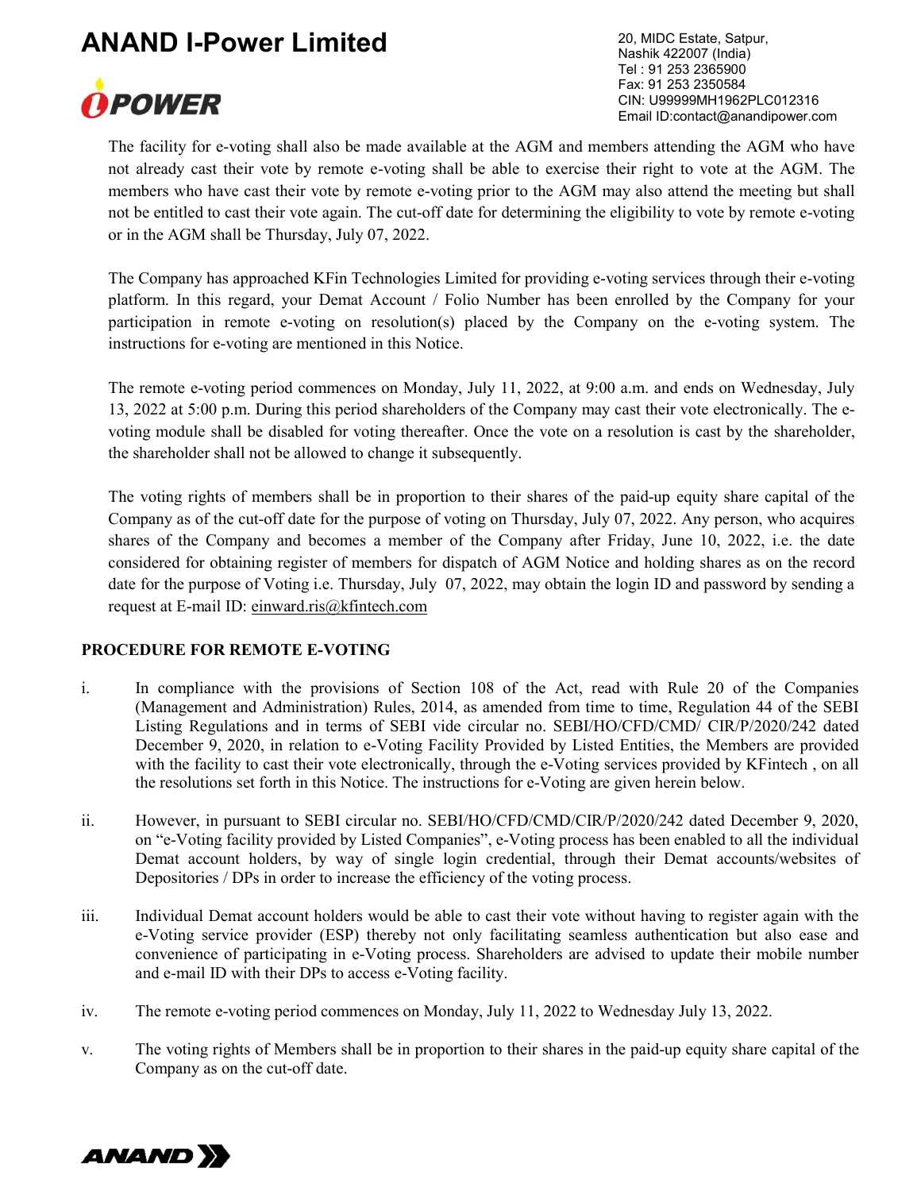The facility for e-voting shall also be made available at the AGM and members attending the AGM who have not already cast their vote by remote e-voting shall be able to exercise their right to vote at the AGM. The members who have cast their vote by remote e-voting prior to the AGM may also attend the meeting but shall not be entitled to cast their vote again. The cut-off date for determining the eligibility to vote by remote e-voting or in the AGM shall be Thursday, July 07, 2022.

The Company has approached KFin Technologies Limited for providing e-voting services through their e-voting platform. In this regard, your Demat Account / Folio Number has been enrolled by the Company for your participation in remote e-voting on resolution(s) placed by the Company on the e-voting system. The instructions for e-voting are mentioned in this Notice.

The remote e-voting period commences on Monday, July 11, 2022, at 9:00 a.m. and ends on Wednesday, July 13, 2022 at 5:00 p.m. During this period shareholders of the Company may cast their vote electronically. The e-voting module shall be disabled for voting thereafter. Once the vote on a resolution is cast by the shareholder, the shareholder shall not be allowed to change it subsequently.

The voting rights of members shall be in proportion to their shares of the paid-up equity share capital of the Company as of the cut-off date for the purpose of voting on Thursday, July 07, 2022. Any person, who acquires shares of the Company and becomes a member of the Company after Friday, June 10, 2022, i.e. the date considered for obtaining register of members for dispatch of AGM Notice and holding shares as on the record date for the purpose of Voting i.e. Thursday, July 07, 2022, may obtain the login ID and password by sending a request at E-mail ID: einward.ris@kfintech.com

**PROCEDURE FOR REMOTE E-VOTING**

i. In compliance with the provisions of Section 108 of the Act, read with Rule 20 of the Companies (Management and Administration) Rules, 2014, as amended from time to time, Regulation 44 of the SEBI Listing Regulations and in terms of SEBI vide circular no. SEBI/HO/CFD/CMD/ CIR/P/2020/242 dated December 9, 2020, in relation to e-Voting Facility Provided by Listed Entities, the Members are provided with the facility to cast their vote electronically, through the e-Voting services provided by KFintech , on all the resolutions set forth in this Notice. The instructions for e-Voting are given herein below.

ii. However, in pursuant to SEBI circular no. SEBI/HO/CFD/CMD/CIR/P/2020/242 dated December 9, 2020, on "e-Voting facility provided by Listed Companies", e-Voting process has been enabled to all the individual Demat account holders, by way of single login credential, through their Demat accounts/websites of Depositories / DPs in order to increase the efficiency of the voting process.

iii. Individual Demat account holders would be able to cast their vote without having to register again with the e-Voting service provider (ESP) thereby not only facilitating seamless authentication but also ease and convenience of participating in e-Voting process. Shareholders are advised to update their mobile number and e-mail ID with their DPs to access e-Voting facility.

iv. The remote e-voting period commences on Monday, July 11, 2022 to Wednesday July 13, 2022.

v. The voting rights of Members shall be in proportion to their shares in the paid-up equity share capital of the Company as on the cut-off date.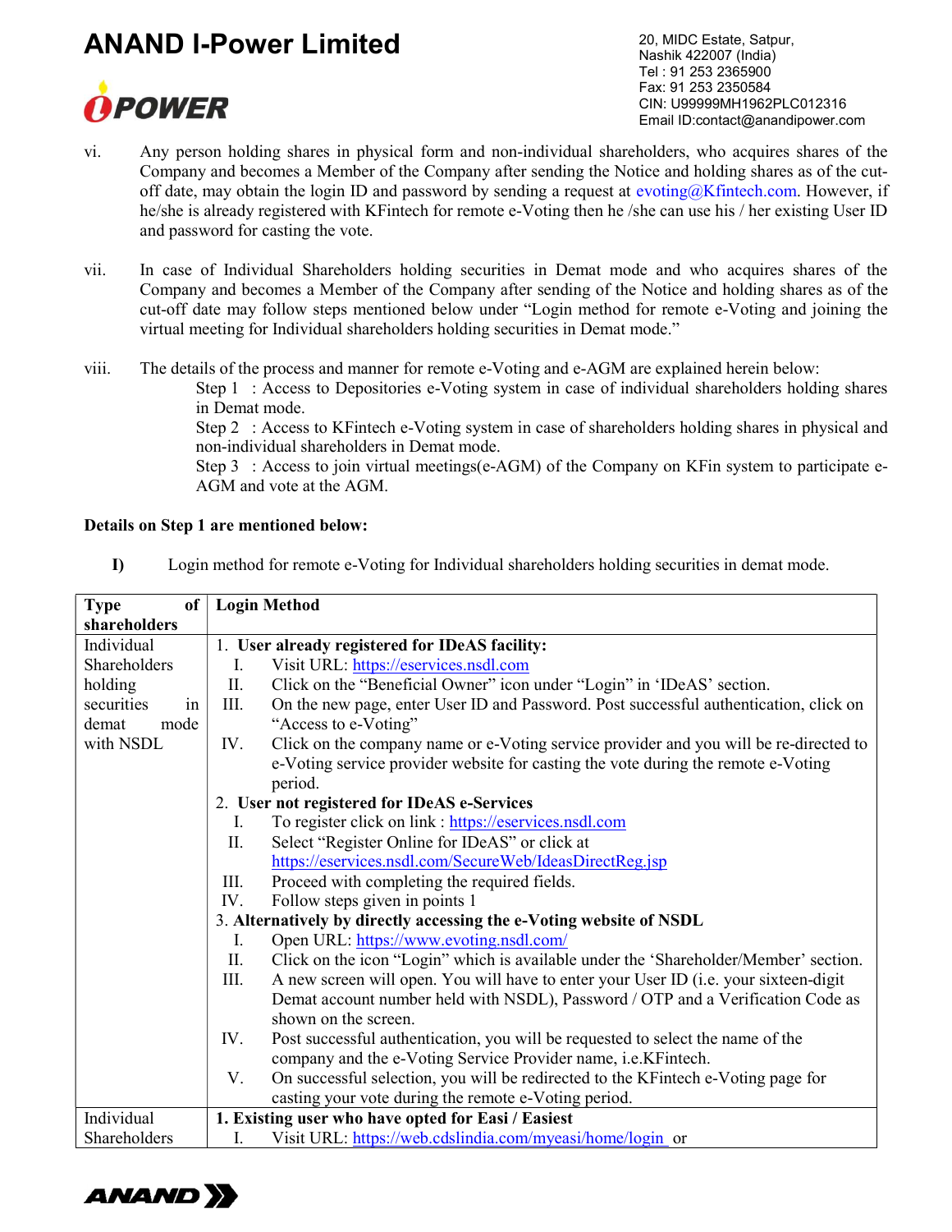vi. Any person holding shares in physical form and non-individual shareholders, who acquires shares of the Company and becomes a Member of the Company after sending the Notice and holding shares as of the cut-off date, may obtain the login ID and password by sending a request at evoting@Kfintech.com. However, if he/she is already registered with KFintech for remote e-Voting then he /she can use his / her existing User ID and password for casting the vote.

vii. In case of Individual Shareholders holding securities in Demat mode and who acquires shares of the Company and becomes a Member of the Company after sending of the Notice and holding shares as of the cut-off date may follow steps mentioned below under "Login method for remote e-Voting and joining the virtual meeting for Individual shareholders holding securities in Demat mode."

viii. The details of the process and manner for remote e-Voting and e-AGM are explained herein below:

Step 1 : Access to Depositories e-Voting system in case of individual shareholders holding shares in Demat mode.

Step 2 : Access to KFintech e-Voting system in case of shareholders holding shares in physical and non-individual shareholders in Demat mode.

Step 3 : Access to join virtual meetings(e-AGM) of the Company on KFin system to participate e-AGM and vote at the AGM.

**Details on Step 1 are mentioned below:**

**I)** Login method for remote e-Voting for Individual shareholders holding securities in demat mode.

| Type of shareholders | Login Method |
|---|---|
| Individual Shareholders holding securities in demat mode with NSDL | **1. User already registered for IDeAS facility:**<br>I. Visit URL: https://eservices.nsdl.com<br>II. Click on the "Beneficial Owner" icon under "Login" in 'IDeAS' section.<br>III. On the new page, enter User ID and Password. Post successful authentication, click on "Access to e-Voting"<br>IV. Click on the company name or e-Voting service provider and you will be re-directed to e-Voting service provider website for casting the vote during the remote e-Voting period.<br>**2. User not registered for IDeAS e-Services**<br>I. To register click on link : https://eservices.nsdl.com<br>II. Select "Register Online for IDeAS" or click at https://eservices.nsdl.com/SecureWeb/IdeasDirectReg.jsp<br>III. Proceed with completing the required fields.<br>IV. Follow steps given in points 1<br>**3. Alternatively by directly accessing the e-Voting website of NSDL**<br>I. Open URL: https://www.evoting.nsdl.com/<br>II. Click on the icon "Login" which is available under the 'Shareholder/Member' section.<br>III. A new screen will open. You will have to enter your User ID (i.e. your sixteen-digit Demat account number held with NSDL), Password / OTP and a Verification Code as shown on the screen.<br>IV. Post successful authentication, you will be requested to select the name of the company and the e-Voting Service Provider name, i.e.KFintech.<br>V. On successful selection, you will be redirected to the KFintech e-Voting page for casting your vote during the remote e-Voting period. |
| Individual Shareholders | **1. Existing user who have opted for Easi / Easiest**<br>I. Visit URL: https://web.cdslindia.com/myeasi/home/login or |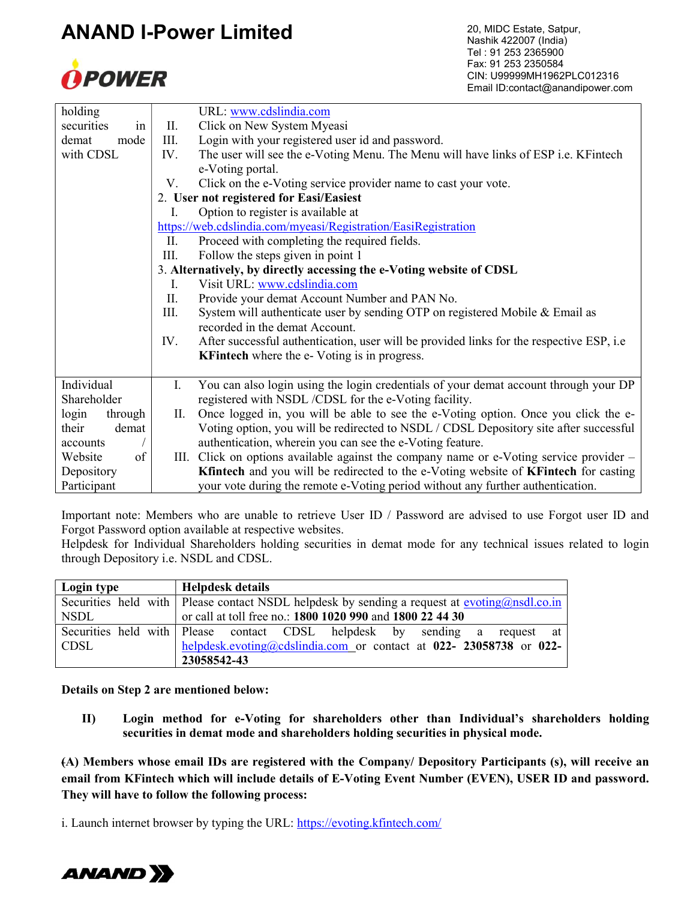| | |
|---|---|
| holding securities in demat mode with CDSL | URL: www.cdslindia.com<br>II. Click on New System Myeasi<br>III. Login with your registered user id and password.<br>IV. The user will see the e-Voting Menu. The Menu will have links of ESP i.e. KFintech e-Voting portal.<br>V. Click on the e-Voting service provider name to cast your vote.<br>2. **User not registered for Easi/Easiest**<br>I. Option to register is available at https://web.cdslindia.com/myeasi/Registration/EasiRegistration<br>II. Proceed with completing the required fields.<br>III. Follow the steps given in point 1<br>3. **Alternatively, by directly accessing the e-Voting website of CDSL**<br>I. Visit URL: www.cdslindia.com<br>II. Provide your demat Account Number and PAN No.<br>III. System will authenticate user by sending OTP on registered Mobile & Email as recorded in the demat Account.<br>IV. After successful authentication, user will be provided links for the respective ESP, i.e **KFintech** where the e- Voting is in progress. |
| Individual Shareholder login through their demat accounts / Website of Depository Participant | I. You can also login using the login credentials of your demat account through your DP registered with NSDL /CDSL for the e-Voting facility.<br>II. Once logged in, you will be able to see the e-Voting option. Once you click the e-Voting option, you will be redirected to NSDL / CDSL Depository site after successful authentication, wherein you can see the e-Voting feature.<br>III. Click on options available against the company name or e-Voting service provider – **Kfintech** and you will be redirected to the e-Voting website of **KFintech** for casting your vote during the remote e-Voting period without any further authentication. |

Important note: Members who are unable to retrieve User ID / Password are advised to use Forgot user ID and Forgot Password option available at respective websites.
Helpdesk for Individual Shareholders holding securities in demat mode for any technical issues related to login through Depository i.e. NSDL and CDSL.

| **Login type** | **Helpdesk details** |
|---|---|
| Securities held with NSDL | Please contact NSDL helpdesk by sending a request at evoting@nsdl.co.in or call at toll free no.: **1800 1020 990** and **1800 22 44 30** |
| Securities held with CDSL | Please contact CDSL helpdesk by sending a request at helpdesk.evoting@cdslindia.com or contact at **022- 23058738** or **022-23058542-43** |

**Details on Step 2 are mentioned below:**

**II) Login method for e-Voting for shareholders other than Individual's shareholders holding securities in demat mode and shareholders holding securities in physical mode.**

**(A) Members whose email IDs are registered with the Company/ Depository Participants (s), will receive an email from KFintech which will include details of E-Voting Event Number (EVEN), USER ID and password. They will have to follow the following process:**

i. Launch internet browser by typing the URL: https://evoting.kfintech.com/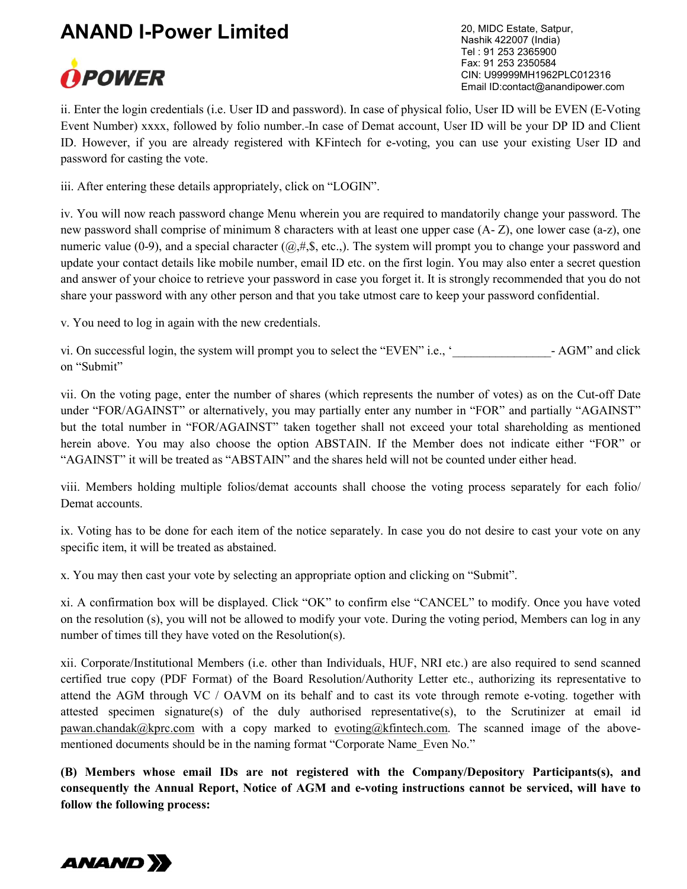ii. Enter the login credentials (i.e. User ID and password). In case of physical folio, User ID will be EVEN (E-Voting Event Number) xxxx, followed by folio number. In case of Demat account, User ID will be your DP ID and Client ID. However, if you are already registered with KFintech for e-voting, you can use your existing User ID and password for casting the vote.

iii. After entering these details appropriately, click on "LOGIN".

iv. You will now reach password change Menu wherein you are required to mandatorily change your password. The new password shall comprise of minimum 8 characters with at least one upper case (A- Z), one lower case (a-z), one numeric value (0-9), and a special character (@,#,$, etc.,). The system will prompt you to change your password and update your contact details like mobile number, email ID etc. on the first login. You may also enter a secret question and answer of your choice to retrieve your password in case you forget it. It is strongly recommended that you do not share your password with any other person and that you take utmost care to keep your password confidential.

v. You need to log in again with the new credentials.

vi. On successful login, the system will prompt you to select the "EVEN" i.e., '________________- AGM" and click on "Submit"

vii. On the voting page, enter the number of shares (which represents the number of votes) as on the Cut-off Date under "FOR/AGAINST" or alternatively, you may partially enter any number in "FOR" and partially "AGAINST" but the total number in "FOR/AGAINST" taken together shall not exceed your total shareholding as mentioned herein above. You may also choose the option ABSTAIN. If the Member does not indicate either "FOR" or "AGAINST" it will be treated as "ABSTAIN" and the shares held will not be counted under either head.

viii. Members holding multiple folios/demat accounts shall choose the voting process separately for each folio/ Demat accounts.

ix. Voting has to be done for each item of the notice separately. In case you do not desire to cast your vote on any specific item, it will be treated as abstained.

x. You may then cast your vote by selecting an appropriate option and clicking on "Submit".

xi. A confirmation box will be displayed. Click "OK" to confirm else "CANCEL" to modify. Once you have voted on the resolution (s), you will not be allowed to modify your vote. During the voting period, Members can log in any number of times till they have voted on the Resolution(s).

xii. Corporate/Institutional Members (i.e. other than Individuals, HUF, NRI etc.) are also required to send scanned certified true copy (PDF Format) of the Board Resolution/Authority Letter etc., authorizing its representative to attend the AGM through VC / OAVM on its behalf and to cast its vote through remote e-voting. together with attested specimen signature(s) of the duly authorised representative(s), to the Scrutinizer at email id pawan.chandak@kprc.com with a copy marked to evoting@kfintech.com. The scanned image of the above-mentioned documents should be in the naming format "Corporate Name_Even No."

**(B) Members whose email IDs are not registered with the Company/Depository Participants(s), and consequently the Annual Report, Notice of AGM and e-voting instructions cannot be serviced, will have to follow the following process:**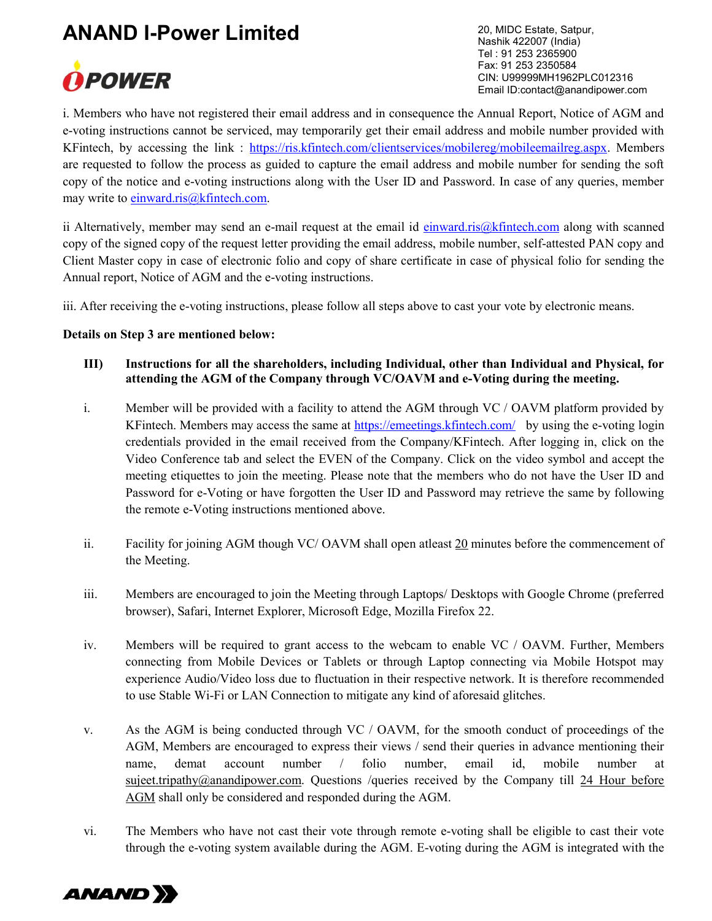i. Members who have not registered their email address and in consequence the Annual Report, Notice of AGM and e-voting instructions cannot be serviced, may temporarily get their email address and mobile number provided with KFintech, by accessing the link : https://ris.kfintech.com/clientservices/mobilereg/mobileemailreg.aspx. Members are requested to follow the process as guided to capture the email address and mobile number for sending the soft copy of the notice and e-voting instructions along with the User ID and Password. In case of any queries, member may write to einward.ris@kfintech.com.

ii Alternatively, member may send an e-mail request at the email id einward.ris@kfintech.com along with scanned copy of the signed copy of the request letter providing the email address, mobile number, self-attested PAN copy and Client Master copy in case of electronic folio and copy of share certificate in case of physical folio for sending the Annual report, Notice of AGM and the e-voting instructions.

iii. After receiving the e-voting instructions, please follow all steps above to cast your vote by electronic means.

**Details on Step 3 are mentioned below:**

**III) Instructions for all the shareholders, including Individual, other than Individual and Physical, for attending the AGM of the Company through VC/OAVM and e-Voting during the meeting.**

i. Member will be provided with a facility to attend the AGM through VC / OAVM platform provided by KFintech. Members may access the same at https://emeetings.kfintech.com/ by using the e-voting login credentials provided in the email received from the Company/KFintech. After logging in, click on the Video Conference tab and select the EVEN of the Company. Click on the video symbol and accept the meeting etiquettes to join the meeting. Please note that the members who do not have the User ID and Password for e-Voting or have forgotten the User ID and Password may retrieve the same by following the remote e-Voting instructions mentioned above.

ii. Facility for joining AGM though VC/ OAVM shall open atleast 20 minutes before the commencement of the Meeting.

iii. Members are encouraged to join the Meeting through Laptops/ Desktops with Google Chrome (preferred browser), Safari, Internet Explorer, Microsoft Edge, Mozilla Firefox 22.

iv. Members will be required to grant access to the webcam to enable VC / OAVM. Further, Members connecting from Mobile Devices or Tablets or through Laptop connecting via Mobile Hotspot may experience Audio/Video loss due to fluctuation in their respective network. It is therefore recommended to use Stable Wi-Fi or LAN Connection to mitigate any kind of aforesaid glitches.

v. As the AGM is being conducted through VC / OAVM, for the smooth conduct of proceedings of the AGM, Members are encouraged to express their views / send their queries in advance mentioning their name, demat account number / folio number, email id, mobile number at sujeet.tripathy@anandipower.com. Questions /queries received by the Company till 24 Hour before AGM shall only be considered and responded during the AGM.

vi. The Members who have not cast their vote through remote e-voting shall be eligible to cast their vote through the e-voting system available during the AGM. E-voting during the AGM is integrated with the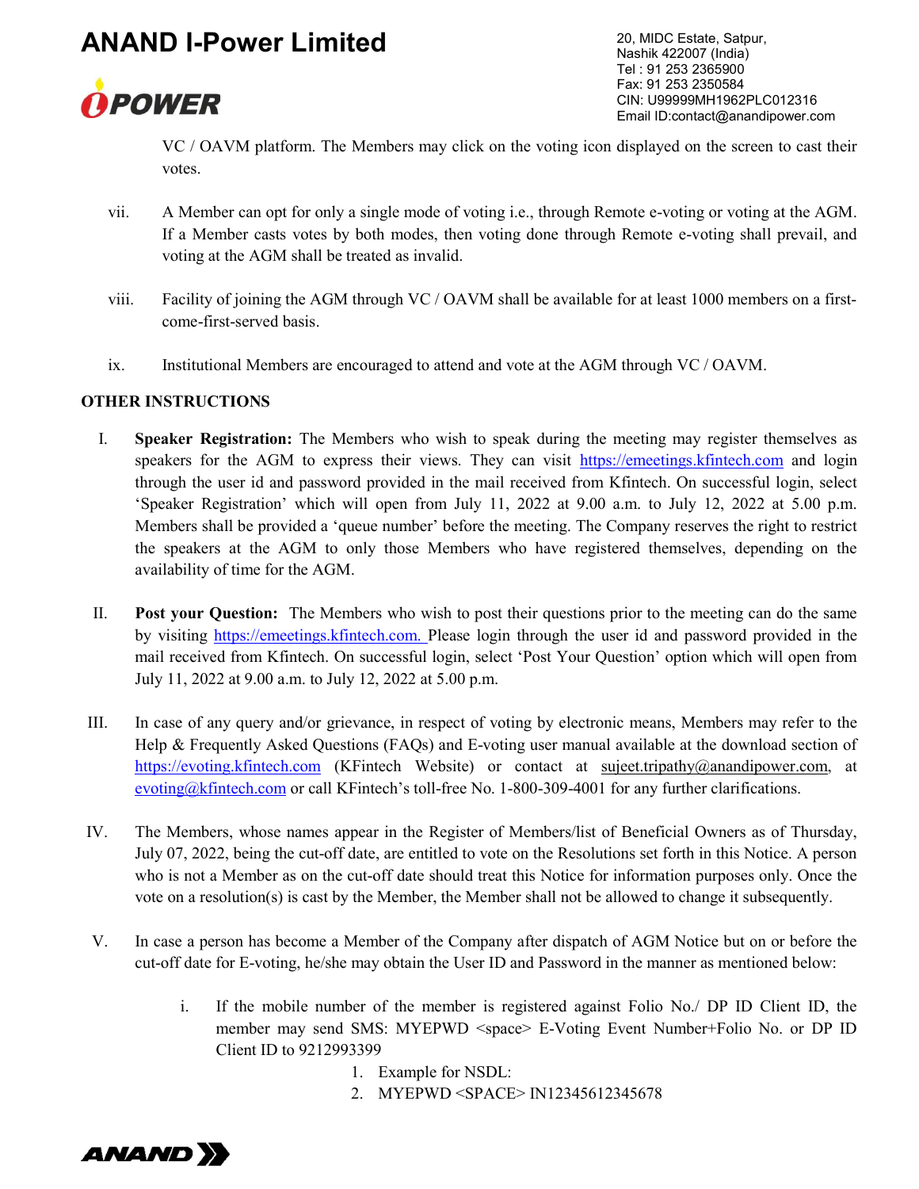VC / OAVM platform. The Members may click on the voting icon displayed on the screen to cast their votes.

vii. A Member can opt for only a single mode of voting i.e., through Remote e-voting or voting at the AGM. If a Member casts votes by both modes, then voting done through Remote e-voting shall prevail, and voting at the AGM shall be treated as invalid.

viii. Facility of joining the AGM through VC / OAVM shall be available for at least 1000 members on a first-come-first-served basis.

ix. Institutional Members are encouraged to attend and vote at the AGM through VC / OAVM.

**OTHER INSTRUCTIONS**

I. **Speaker Registration:** The Members who wish to speak during the meeting may register themselves as speakers for the AGM to express their views. They can visit https://emeetings.kfintech.com and login through the user id and password provided in the mail received from Kfintech. On successful login, select 'Speaker Registration' which will open from July 11, 2022 at 9.00 a.m. to July 12, 2022 at 5.00 p.m. Members shall be provided a 'queue number' before the meeting. The Company reserves the right to restrict the speakers at the AGM to only those Members who have registered themselves, depending on the availability of time for the AGM.

II. **Post your Question:** The Members who wish to post their questions prior to the meeting can do the same by visiting https://emeetings.kfintech.com. Please login through the user id and password provided in the mail received from Kfintech. On successful login, select 'Post Your Question' option which will open from July 11, 2022 at 9.00 a.m. to July 12, 2022 at 5.00 p.m.

III. In case of any query and/or grievance, in respect of voting by electronic means, Members may refer to the Help & Frequently Asked Questions (FAQs) and E-voting user manual available at the download section of https://evoting.kfintech.com (KFintech Website) or contact at sujeet.tripathy@anandipower.com, at evoting@kfintech.com or call KFintech's toll-free No. 1-800-309-4001 for any further clarifications.

IV. The Members, whose names appear in the Register of Members/list of Beneficial Owners as of Thursday, July 07, 2022, being the cut-off date, are entitled to vote on the Resolutions set forth in this Notice. A person who is not a Member as on the cut-off date should treat this Notice for information purposes only. Once the vote on a resolution(s) is cast by the Member, the Member shall not be allowed to change it subsequently.

V. In case a person has become a Member of the Company after dispatch of AGM Notice but on or before the cut-off date for E-voting, he/she may obtain the User ID and Password in the manner as mentioned below:

   i. If the mobile number of the member is registered against Folio No./ DP ID Client ID, the member may send SMS: MYEPWD <space> E-Voting Event Number+Folio No. or DP ID Client ID to 9212993399

      1. Example for NSDL:
      2. MYEPWD <SPACE> IN12345612345678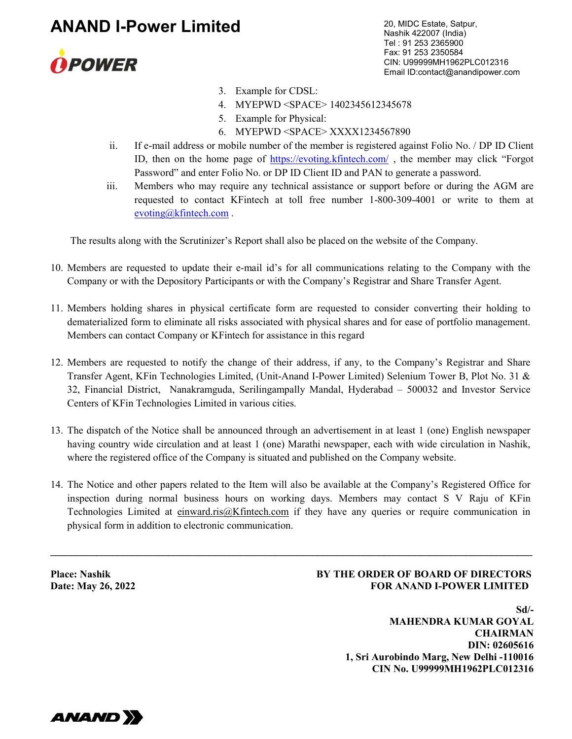3. Example for CDSL:
4. MYEPWD <SPACE> 1402345612345678
5. Example for Physical:
6. MYEPWD <SPACE> XXXX1234567890

ii. If e-mail address or mobile number of the member is registered against Folio No. / DP ID Client ID, then on the home page of https://evoting.kfintech.com/ , the member may click "Forgot Password" and enter Folio No. or DP ID Client ID and PAN to generate a password.

iii. Members who may require any technical assistance or support before or during the AGM are requested to contact KFintech at toll free number 1-800-309-4001 or write to them at evoting@kfintech.com .

The results along with the Scrutinizer's Report shall also be placed on the website of the Company.

10. Members are requested to update their e-mail id's for all communications relating to the Company with the Company or with the Depository Participants or with the Company's Registrar and Share Transfer Agent.

11. Members holding shares in physical certificate form are requested to consider converting their holding to dematerialized form to eliminate all risks associated with physical shares and for ease of portfolio management. Members can contact Company or KFintech for assistance in this regard

12. Members are requested to notify the change of their address, if any, to the Company's Registrar and Share Transfer Agent, KFin Technologies Limited, (Unit-Anand I-Power Limited) Selenium Tower B, Plot No. 31 & 32, Financial District, Nanakramguda, Serilingampally Mandal, Hyderabad – 500032 and Investor Service Centers of KFin Technologies Limited in various cities.

13. The dispatch of the Notice shall be announced through an advertisement in at least 1 (one) English newspaper having country wide circulation and at least 1 (one) Marathi newspaper, each with wide circulation in Nashik, where the registered office of the Company is situated and published on the Company website.

14. The Notice and other papers related to the Item will also be available at the Company's Registered Office for inspection during normal business hours on working days. Members may contact S V Raju of KFin Technologies Limited at einward.ris@Kfintech.com if they have any queries or require communication in physical form in addition to electronic communication.

---

**Place: Nashik**
**Date: May 26, 2022**

**BY THE ORDER OF BOARD OF DIRECTORS**
**FOR ANAND I-POWER LIMITED**

**Sd/-**
**MAHENDRA KUMAR GOYAL**
**CHAIRMAN**
**DIN: 02605616**
**1, Sri Aurobindo Marg, New Delhi -110016**
**CIN No. U99999MH1962PLC012316**